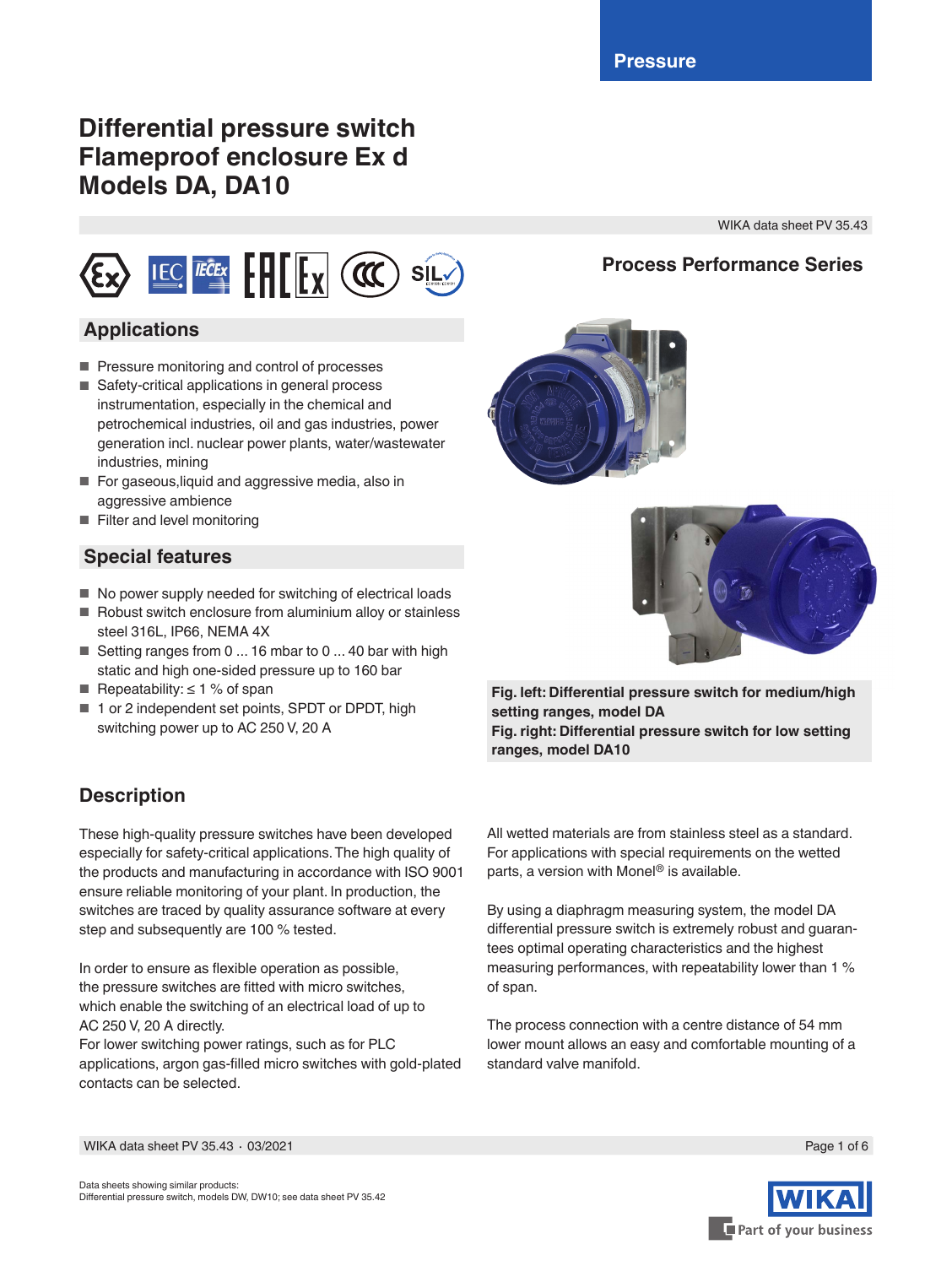Pressure

# Differential pressure switch Flameproof enclosure Ex d Models DA, DA10

WIKA data sheet PV 35.43

**Process Performance Series**

## Applications

- Pressure monitoring and control of processes
- Safety-critical applications in general process instrumentation, especially in the chemical and petrochemical industries, oil and gas industries, power generation incl. nuclear power plants, water/wastewater industries, mining
- For gaseous,liquid and aggressive media, also in aggressive ambience
- Filter and level monitoring

## Special features

- No power supply needed for switching of electrical loads
- Robust switch enclosure from aluminium alloy or stainless steel 316L, IP66, NEMA 4X
- Setting ranges from 0 ... 16 mbar to 0 ... 40 bar with high static and high one-sided pressure up to 160 bar
- Repeatability: ≤ 1 % of span
- 1 or 2 independent set points, SPDT or DPDT, high switching power up to AC 250 V, 20 A

**Fig. left: Differential pressure switch for medium/high setting ranges, model DA**
**Fig. right: Differential pressure switch for low setting ranges, model DA10**

## Description

These high-quality pressure switches have been developed especially for safety-critical applications. The high quality of the products and manufacturing in accordance with ISO 9001 ensure reliable monitoring of your plant. In production, the switches are traced by quality assurance software at every step and subsequently are 100 % tested.

In order to ensure as flexible operation as possible, the pressure switches are fitted with micro switches, which enable the switching of an electrical load of up to AC 250 V, 20 A directly.
For lower switching power ratings, such as for PLC applications, argon gas-filled micro switches with gold-plated contacts can be selected.

All wetted materials are from stainless steel as a standard. For applications with special requirements on the wetted parts, a version with Monel® is available.

By using a diaphragm measuring system, the model DA differential pressure switch is extremely robust and guarantees optimal operating characteristics and the highest measuring performances, with repeatability lower than 1 % of span.

The process connection with a centre distance of 54 mm lower mount allows an easy and comfortable mounting of a standard valve manifold.

Data sheets showing similar products:
Differential pressure switch, models DW, DW10; see data sheet PV 35.42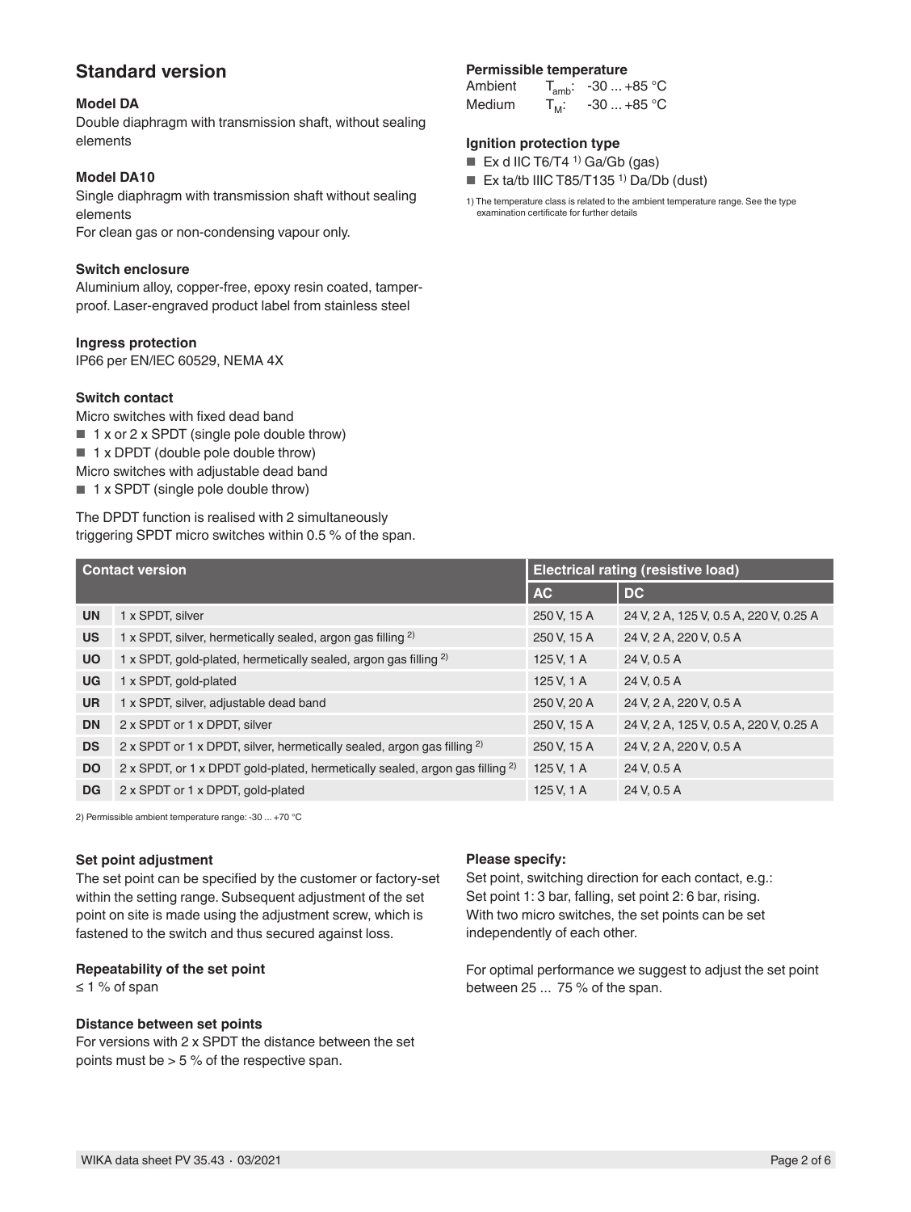## Standard version

### Model DA

Double diaphragm with transmission shaft, without sealing elements

### Model DA10

Single diaphragm with transmission shaft without sealing elements
For clean gas or non-condensing vapour only.

### Switch enclosure

Aluminium alloy, copper-free, epoxy resin coated, tamper-proof. Laser-engraved product label from stainless steel

### Ingress protection

IP66 per EN/IEC 60529, NEMA 4X

### Switch contact

Micro switches with fixed dead band

- 1 x or 2 x SPDT (single pole double throw)
- 1 x DPDT (double pole double throw)

Micro switches with adjustable dead band

- 1 x SPDT (single pole double throw)

The DPDT function is realised with 2 simultaneously triggering SPDT micro switches within 0.5 % of the span.

### Permissible temperature

Ambient $T_{amb}$: -30 ... +85 °C
Medium $T_M$: -30 ... +85 °C

### Ignition protection type

- Ex d IIC T6/T4 [1] Ga/Gb (gas)
- Ex ta/tb IIIC T85/T135 [1] Da/Db (dust)

1) The temperature class is related to the ambient temperature range. See the type examination certificate for further details

| Contact version | | Electrical rating (resistive load) | |
|---|---|---|---|
| | | AC | DC |
| UN | 1 x SPDT, silver | 250 V, 15 A | 24 V, 2 A, 125 V, 0.5 A, 220 V, 0.25 A |
| US | 1 x SPDT, silver, hermetically sealed, argon gas filling [2] | 250 V, 15 A | 24 V, 2 A, 220 V, 0.5 A |
| UO | 1 x SPDT, gold-plated, hermetically sealed, argon gas filling [2] | 125 V, 1 A | 24 V, 0.5 A |
| UG | 1 x SPDT, gold-plated | 125 V, 1 A | 24 V, 0.5 A |
| UR | 1 x SPDT, silver, adjustable dead band | 250 V, 20 A | 24 V, 2 A, 220 V, 0.5 A |
| DN | 2 x SPDT or 1 x DPDT, silver | 250 V, 15 A | 24 V, 2 A, 125 V, 0.5 A, 220 V, 0.25 A |
| DS | 2 x SPDT or 1 x DPDT, silver, hermetically sealed, argon gas filling [2] | 250 V, 15 A | 24 V, 2 A, 220 V, 0.5 A |
| DO | 2 x SPDT, or 1 x DPDT gold-plated, hermetically sealed, argon gas filling [2] | 125 V, 1 A | 24 V, 0.5 A |
| DG | 2 x SPDT or 1 x DPDT, gold-plated | 125 V, 1 A | 24 V, 0.5 A |

2) Permissible ambient temperature range: -30 ... +70 °C

### Set point adjustment

The set point can be specified by the customer or factory-set within the setting range. Subsequent adjustment of the set point on site is made using the adjustment screw, which is fastened to the switch and thus secured against loss.

### Repeatability of the set point

≤ 1 % of span

### Distance between set points

For versions with 2 x SPDT the distance between the set points must be > 5 % of the respective span.

### Please specify:

Set point, switching direction for each contact, e.g.:
Set point 1: 3 bar, falling, set point 2: 6 bar, rising.
With two micro switches, the set points can be set independently of each other.

For optimal performance we suggest to adjust the set point between 25 ... 75 % of the span.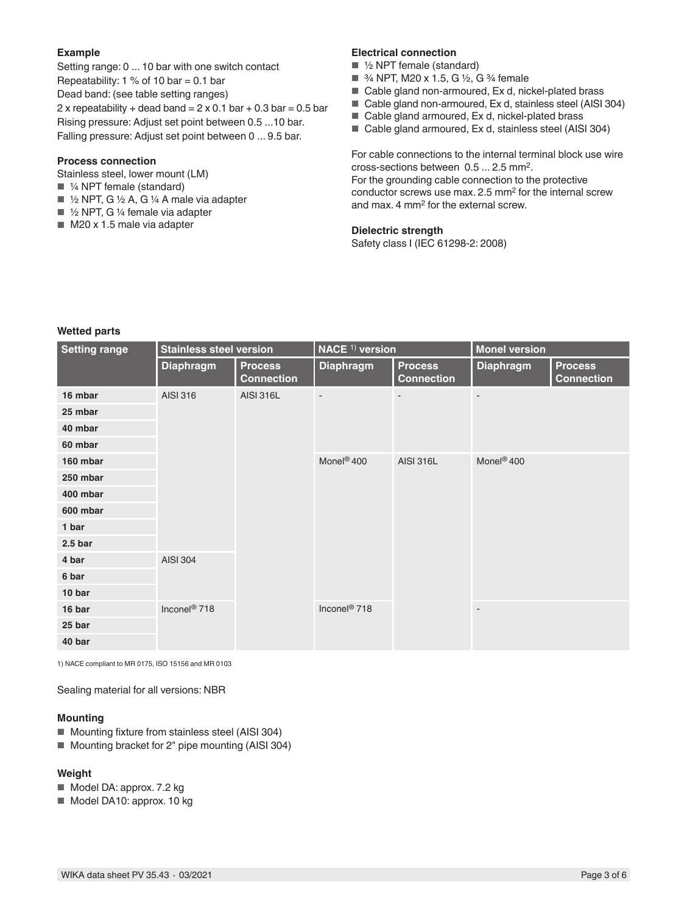**Example**

Setting range: 0 ... 10 bar with one switch contact
Repeatability: 1 % of 10 bar = 0.1 bar
Dead band: (see table setting ranges)
2 x repeatability + dead band = 2 x 0.1 bar + 0.3 bar = 0.5 bar
Rising pressure: Adjust set point between 0.5 ...10 bar.
Falling pressure: Adjust set point between 0 ... 9.5 bar.

**Process connection**

Stainless steel, lower mount (LM)

- ¼ NPT female (standard)
- ½ NPT, G ½ A, G ¼ A male via adapter
- ½ NPT, G ¼ female via adapter
- M20 x 1.5 male via adapter

**Electrical connection**

- ½ NPT female (standard)
- ¾ NPT, M20 x 1.5, G ½, G ¾ female
- Cable gland non-armoured, Ex d, nickel-plated brass
- Cable gland non-armoured, Ex d, stainless steel (AISI 304)
- Cable gland armoured, Ex d, nickel-plated brass
- Cable gland armoured, Ex d, stainless steel (AISI 304)

For cable connections to the internal terminal block use wire cross-sections between 0.5 ... 2.5 mm².
For the grounding cable connection to the protective conductor screws use max. 2.5 mm² for the internal screw and max. 4 mm² for the external screw.

**Dielectric strength**

Safety class I (IEC 61298-2: 2008)

**Wetted parts**

| Setting range | Stainless steel version | | NACE [1] version | | Monel version | |
|---|---|---|---|---|---|---|
| | Diaphragm | Process Connection | Diaphragm | Process Connection | Diaphragm | Process Connection |
| 16 mbar | AISI 316 | AISI 316L | - | - | - | |
| 25 mbar | | | | | | |
| 40 mbar | | | | | | |
| 60 mbar | | | | | | |
| 160 mbar | | | Monel® 400 | AISI 316L | Monel® 400 | |
| 250 mbar | | | | | | |
| 400 mbar | | | | | | |
| 600 mbar | | | | | | |
| 1 bar | | | | | | |
| 2.5 bar | | | | | | |
| 4 bar | AISI 304 | | | | | |
| 6 bar | | | | | | |
| 10 bar | | | | | | |
| 16 bar | Inconel® 718 | | Inconel® 718 | | - | |
| 25 bar | | | | | | |
| 40 bar | | | | | | |

1) NACE compliant to MR 0175, ISO 15156 and MR 0103

Sealing material for all versions: NBR

**Mounting**

- Mounting fixture from stainless steel (AISI 304)
- Mounting bracket for 2" pipe mounting (AISI 304)

**Weight**

- Model DA: approx. 7.2 kg
- Model DA10: approx. 10 kg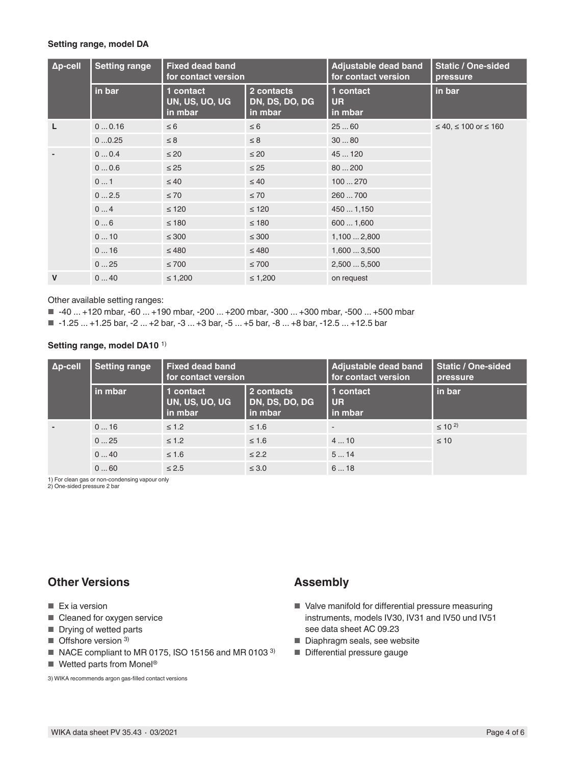**Setting range, model DA**

| Δp-cell | Setting range | Fixed dead band for contact version | | Adjustable dead band for contact version | Static / One-sided pressure |
|---|---|---|---|---|---|
| | in bar | 1 contact UN, US, UO, UG in mbar | 2 contacts DN, DS, DO, DG in mbar | 1 contact UR in mbar | in bar |
| L | 0 ... 0.16 | ≤ 6 | ≤ 6 | 25 ... 60 | ≤ 40, ≤ 100 or ≤ 160 |
| | 0 ...0.25 | ≤ 8 | ≤ 8 | 30 ... 80 | |
| - | 0 ... 0.4 | ≤ 20 | ≤ 20 | 45 ... 120 | |
| | 0 ... 0.6 | ≤ 25 | ≤ 25 | 80 ... 200 | |
| | 0 ... 1 | ≤ 40 | ≤ 40 | 100 ... 270 | |
| | 0 ... 2.5 | ≤ 70 | ≤ 70 | 260 ... 700 | |
| | 0 ... 4 | ≤ 120 | ≤ 120 | 450 ... 1,150 | |
| | 0 ... 6 | ≤ 180 | ≤ 180 | 600 ... 1,600 | |
| | 0 ... 10 | ≤ 300 | ≤ 300 | 1,100 ... 2,800 | |
| | 0 ... 16 | ≤ 480 | ≤ 480 | 1,600 ... 3,500 | |
| | 0 ... 25 | ≤ 700 | ≤ 700 | 2,500 ... 5,500 | |
| V | 0 ... 40 | ≤ 1,200 | ≤ 1,200 | on request | |

Other available setting ranges:

- -40 ... +120 mbar, -60 ... +190 mbar, -200 ... +200 mbar, -300 ... +300 mbar, -500 ... +500 mbar
- -1.25 ... +1.25 bar, -2 ... +2 bar, -3 ... +3 bar, -5 ... +5 bar, -8 ... +8 bar, -12.5 ... +12.5 bar

**Setting range, model DA10** 1)

| Δp-cell | Setting range | Fixed dead band for contact version | | Adjustable dead band for contact version | Static / One-sided pressure |
|---|---|---|---|---|---|
| | in mbar | 1 contact UN, US, UO, UG in mbar | 2 contacts DN, DS, DO, DG in mbar | 1 contact UR in mbar | in bar |
| - | 0 ... 16 | ≤ 1.2 | ≤ 1.6 | - | ≤ 10 2) |
| | 0 ... 25 | ≤ 1.2 | ≤ 1.6 | 4 ... 10 | ≤ 10 |
| | 0 ... 40 | ≤ 1.6 | ≤ 2.2 | 5 ... 14 | |
| | 0 ... 60 | ≤ 2.5 | ≤ 3.0 | 6 ... 18 | |

1) For clean gas or non-condensing vapour only
2) One-sided pressure 2 bar

## Other Versions

- Ex ia version
- Cleaned for oxygen service
- Drying of wetted parts
- Offshore version 3)
- NACE compliant to MR 0175, ISO 15156 and MR 0103 3)
- Wetted parts from Monel®

3) WIKA recommends argon gas-filled contact versions

## Assembly

- Valve manifold for differential pressure measuring instruments, models IV30, IV31 and IV50 und IV51 see data sheet AC 09.23
- Diaphragm seals, see website
- Differential pressure gauge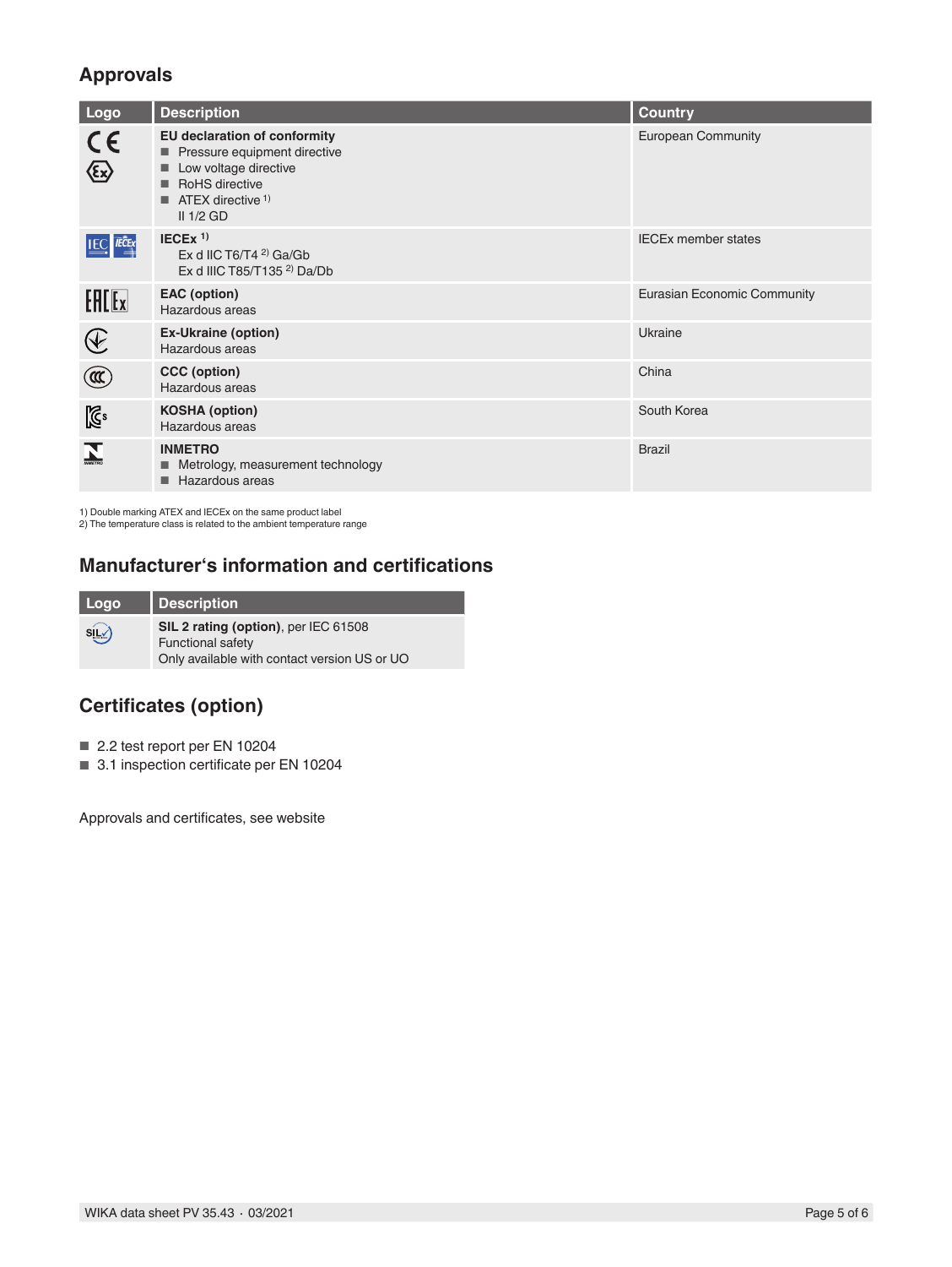## Approvals

| Logo | Description | Country |
|---|---|---|
| | **EU declaration of conformity**<br>■ Pressure equipment directive<br>■ Low voltage directive<br>■ RoHS directive<br>■ ATEX directive [1]<br>II 1/2 GD | European Community |
| | **IECEx** [1]<br>Ex d IIC T6/T4 [2] Ga/Gb<br>Ex d IIIC T85/T135 [2] Da/Db | IECEx member states |
| | **EAC (option)**<br>Hazardous areas | Eurasian Economic Community |
| | **Ex-Ukraine (option)**<br>Hazardous areas | Ukraine |
| | **CCC (option)**<br>Hazardous areas | China |
| | **KOSHA (option)**<br>Hazardous areas | South Korea |
| | **INMETRO**<br>■ Metrology, measurement technology<br>■ Hazardous areas | Brazil |

1) Double marking ATEX and IECEx on the same product label
2) The temperature class is related to the ambient temperature range

## Manufacturer's information and certifications

| Logo | Description |
|---|---|
| | **SIL 2 rating (option)**, per IEC 61508<br>Functional safety<br>Only available with contact version US or UO |

## Certificates (option)

- 2.2 test report per EN 10204
- 3.1 inspection certificate per EN 10204

Approvals and certificates, see website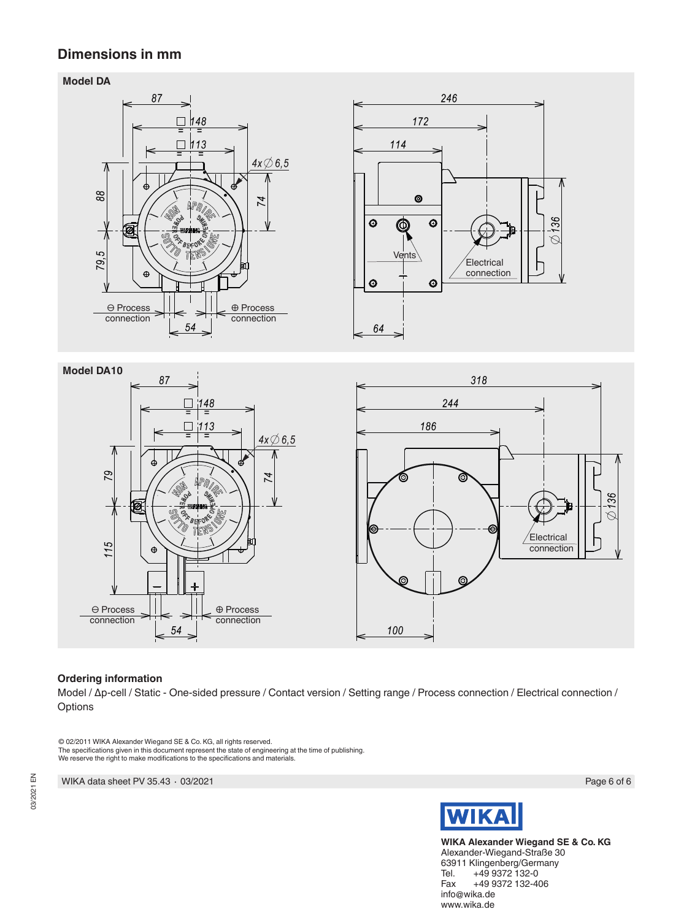## Dimensions in mm

### Model DA

87
□ 148
□ 113
4x ∅ 6,5
88
74
79,5
⊖ Process connection
⊕ Process connection
54
246
172
114
Vents
Electrical connection
∅ 136
64

### Model DA10

87
□ 148
□ 113
4x ∅ 6,5
79
74
115
⊖ Process connection
⊕ Process connection
54
318
244
186
Electrical connection
∅ 136
100

### Ordering information

Model / Δp-cell / Static - One-sided pressure / Contact version / Setting range / Process connection / Electrical connection / Options

© 02/2011 WIKA Alexander Wiegand SE & Co. KG, all rights reserved.
The specifications given in this document represent the state of engineering at the time of publishing.
We reserve the right to make modifications to the specifications and materials.

**WIKA Alexander Wiegand SE & Co. KG**
Alexander-Wiegand-Straße 30
63911 Klingenberg/Germany
Tel. +49 9372 132-0
Fax +49 9372 132-406
info@wika.de
www.wika.de